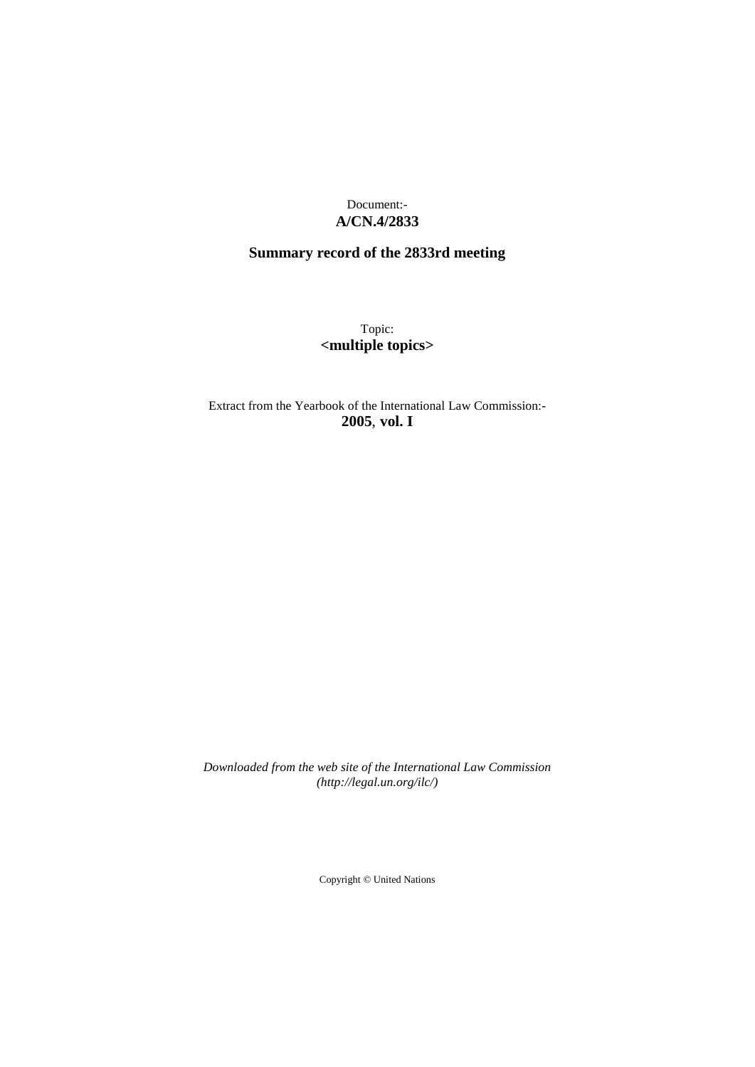Document:-
**A/CN.4/2833**

**Summary record of the 2833rd meeting**

Topic:
**<multiple topics>**

Extract from the Yearbook of the International Law Commission:-
**2005**, **vol. I**

*Downloaded from the web site of the International Law Commission (http://legal.un.org/ilc/)*

Copyright © United Nations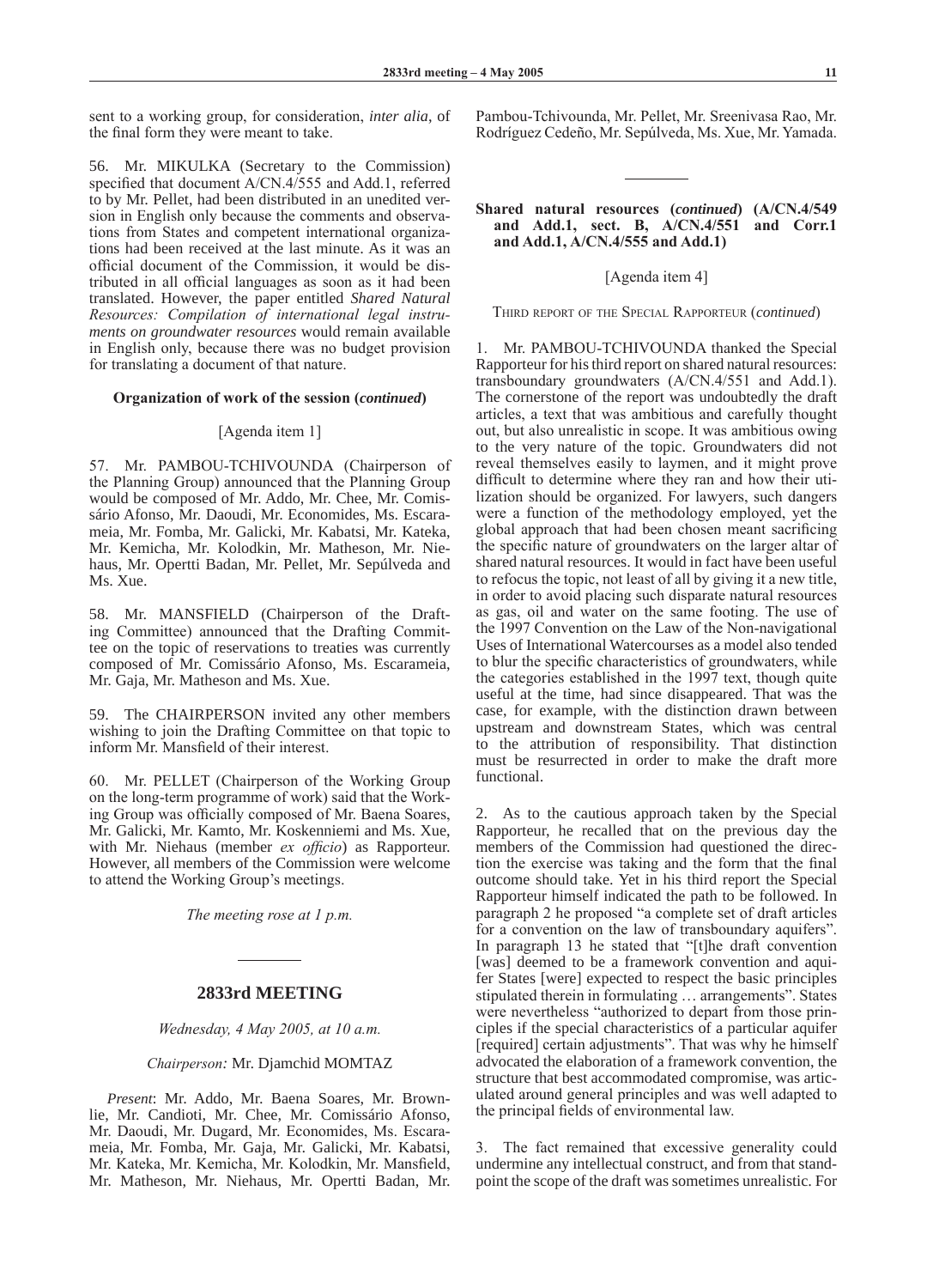sent to a working group, for consideration, *inter alia*, of the final form they were meant to take.

56. Mr. MIKULKA (Secretary to the Commission) specified that document A/CN.4/555 and Add.1, referred to by Mr. Pellet, had been distributed in an unedited version in English only because the comments and observations from States and competent international organizations had been received at the last minute. As it was an official document of the Commission, it would be distributed in all official languages as soon as it had been translated. However, the paper entitled *Shared Natural Resources: Compilation of international legal instruments on groundwater resources* would remain available in English only, because there was no budget provision for translating a document of that nature.

**Organization of work of the session (*continued*)**

[Agenda item 1]

57. Mr. PAMBOU-TCHIVOUNDA (Chairperson of the Planning Group) announced that the Planning Group would be composed of Mr. Addo, Mr. Chee, Mr. Comissário Afonso, Mr. Daoudi, Mr. Economides, Ms. Escarameia, Mr. Fomba, Mr. Galicki, Mr. Kabatsi, Mr. Kateka, Mr. Kemicha, Mr. Kolodkin, Mr. Matheson, Mr. Niehaus, Mr. Opertti Badan, Mr. Pellet, Mr. Sepúlveda and Ms. Xue.

58. Mr. MANSFIELD (Chairperson of the Drafting Committee) announced that the Drafting Committee on the topic of reservations to treaties was currently composed of Mr. Comissário Afonso, Ms. Escarameia, Mr. Gaja, Mr. Matheson and Ms. Xue.

59. The CHAIRPERSON invited any other members wishing to join the Drafting Committee on that topic to inform Mr. Mansfield of their interest.

60. Mr. PELLET (Chairperson of the Working Group on the long-term programme of work) said that the Working Group was officially composed of Mr. Baena Soares, Mr. Galicki, Mr. Kamto, Mr. Koskenniemi and Ms. Xue, with Mr. Niehaus (member *ex officio*) as Rapporteur. However, all members of the Commission were welcome to attend the Working Group's meetings.

*The meeting rose at 1 p.m.*

---

## 2833rd MEETING

*Wednesday, 4 May 2005, at 10 a.m.*

*Chairperson:* Mr. Djamchid MOMTAZ

*Present*: Mr. Addo, Mr. Baena Soares, Mr. Brownlie, Mr. Candioti, Mr. Chee, Mr. Comissário Afonso, Mr. Daoudi, Mr. Dugard, Mr. Economides, Ms. Escarameia, Mr. Fomba, Mr. Gaja, Mr. Galicki, Mr. Kabatsi, Mr. Kateka, Mr. Kemicha, Mr. Kolodkin, Mr. Mansfield, Mr. Matheson, Mr. Niehaus, Mr. Opertti Badan, Mr. Pambou-Tchivounda, Mr. Pellet, Mr. Sreenivasa Rao, Mr. Rodríguez Cedeño, Mr. Sepúlveda, Ms. Xue, Mr. Yamada.

---

**Shared natural resources (*continued*) (A/CN.4/549 and Add.1, sect. B, A/CN.4/551 and Corr.1 and Add.1, A/CN.4/555 and Add.1)**

[Agenda item 4]

THIRD REPORT OF THE SPECIAL RAPPORTEUR (*continued*)

1. Mr. PAMBOU-TCHIVOUNDA thanked the Special Rapporteur for his third report on shared natural resources: transboundary groundwaters (A/CN.4/551 and Add.1). The cornerstone of the report was undoubtedly the draft articles, a text that was ambitious and carefully thought out, but also unrealistic in scope. It was ambitious owing to the very nature of the topic. Groundwaters did not reveal themselves easily to laymen, and it might prove difficult to determine where they ran and how their utilization should be organized. For lawyers, such dangers were a function of the methodology employed, yet the global approach that had been chosen meant sacrificing the specific nature of groundwaters on the larger altar of shared natural resources. It would in fact have been useful to refocus the topic, not least of all by giving it a new title, in order to avoid placing such disparate natural resources as gas, oil and water on the same footing. The use of the 1997 Convention on the Law of the Non-navigational Uses of International Watercourses as a model also tended to blur the specific characteristics of groundwaters, while the categories established in the 1997 text, though quite useful at the time, had since disappeared. That was the case, for example, with the distinction drawn between upstream and downstream States, which was central to the attribution of responsibility. That distinction must be resurrected in order to make the draft more functional.

2. As to the cautious approach taken by the Special Rapporteur, he recalled that on the previous day the members of the Commission had questioned the direction the exercise was taking and the form that the final outcome should take. Yet in his third report the Special Rapporteur himself indicated the path to be followed. In paragraph 2 he proposed "a complete set of draft articles for a convention on the law of transboundary aquifers". In paragraph 13 he stated that "[t]he draft convention [was] deemed to be a framework convention and aquifer States [were] expected to respect the basic principles stipulated therein in formulating … arrangements". States were nevertheless "authorized to depart from those principles if the special characteristics of a particular aquifer [required] certain adjustments". That was why he himself advocated the elaboration of a framework convention, the structure that best accommodated compromise, was articulated around general principles and was well adapted to the principal fields of environmental law.

3. The fact remained that excessive generality could undermine any intellectual construct, and from that standpoint the scope of the draft was sometimes unrealistic. For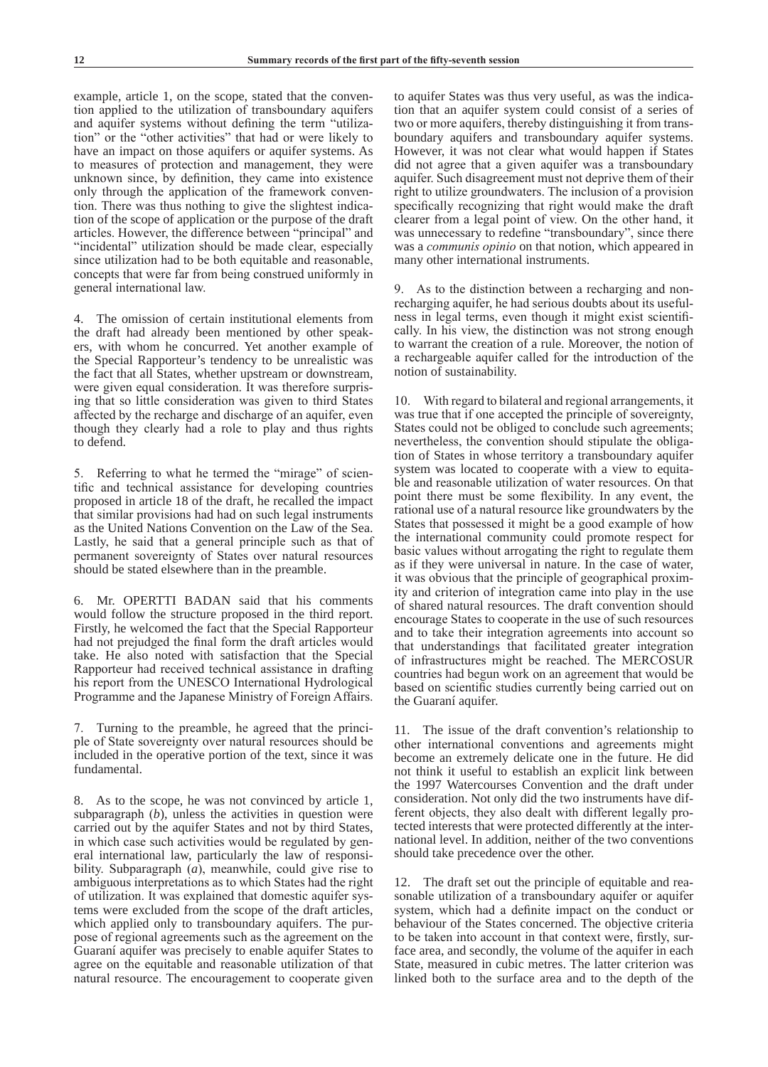example, article 1, on the scope, stated that the convention applied to the utilization of transboundary aquifers and aquifer systems without defining the term "utilization" or the "other activities" that had or were likely to have an impact on those aquifers or aquifer systems. As to measures of protection and management, they were unknown since, by definition, they came into existence only through the application of the framework convention. There was thus nothing to give the slightest indication of the scope of application or the purpose of the draft articles. However, the difference between "principal" and "incidental" utilization should be made clear, especially since utilization had to be both equitable and reasonable, concepts that were far from being construed uniformly in general international law.

4. The omission of certain institutional elements from the draft had already been mentioned by other speakers, with whom he concurred. Yet another example of the Special Rapporteur's tendency to be unrealistic was the fact that all States, whether upstream or downstream, were given equal consideration. It was therefore surprising that so little consideration was given to third States affected by the recharge and discharge of an aquifer, even though they clearly had a role to play and thus rights to defend.

5. Referring to what he termed the "mirage" of scientific and technical assistance for developing countries proposed in article 18 of the draft, he recalled the impact that similar provisions had had on such legal instruments as the United Nations Convention on the Law of the Sea. Lastly, he said that a general principle such as that of permanent sovereignty of States over natural resources should be stated elsewhere than in the preamble.

6. Mr. OPERTTI BADAN said that his comments would follow the structure proposed in the third report. Firstly, he welcomed the fact that the Special Rapporteur had not prejudged the final form the draft articles would take. He also noted with satisfaction that the Special Rapporteur had received technical assistance in drafting his report from the UNESCO International Hydrological Programme and the Japanese Ministry of Foreign Affairs.

7. Turning to the preamble, he agreed that the principle of State sovereignty over natural resources should be included in the operative portion of the text, since it was fundamental.

8. As to the scope, he was not convinced by article 1, subparagraph (*b*), unless the activities in question were carried out by the aquifer States and not by third States, in which case such activities would be regulated by general international law, particularly the law of responsibility. Subparagraph (*a*), meanwhile, could give rise to ambiguous interpretations as to which States had the right of utilization. It was explained that domestic aquifer systems were excluded from the scope of the draft articles, which applied only to transboundary aquifers. The purpose of regional agreements such as the agreement on the Guaraní aquifer was precisely to enable aquifer States to agree on the equitable and reasonable utilization of that natural resource. The encouragement to cooperate given to aquifer States was thus very useful, as was the indication that an aquifer system could consist of a series of two or more aquifers, thereby distinguishing it from transboundary aquifers and transboundary aquifer systems. However, it was not clear what would happen if States did not agree that a given aquifer was a transboundary aquifer. Such disagreement must not deprive them of their right to utilize groundwaters. The inclusion of a provision specifically recognizing that right would make the draft clearer from a legal point of view. On the other hand, it was unnecessary to redefine "transboundary", since there was a *communis opinio* on that notion, which appeared in many other international instruments.

9. As to the distinction between a recharging and non-recharging aquifer, he had serious doubts about its usefulness in legal terms, even though it might exist scientifically. In his view, the distinction was not strong enough to warrant the creation of a rule. Moreover, the notion of a rechargeable aquifer called for the introduction of the notion of sustainability.

10. With regard to bilateral and regional arrangements, it was true that if one accepted the principle of sovereignty, States could not be obliged to conclude such agreements; nevertheless, the convention should stipulate the obligation of States in whose territory a transboundary aquifer system was located to cooperate with a view to equitable and reasonable utilization of water resources. On that point there must be some flexibility. In any event, the rational use of a natural resource like groundwaters by the States that possessed it might be a good example of how the international community could promote respect for basic values without arrogating the right to regulate them as if they were universal in nature. In the case of water, it was obvious that the principle of geographical proximity and criterion of integration came into play in the use of shared natural resources. The draft convention should encourage States to cooperate in the use of such resources and to take their integration agreements into account so that understandings that facilitated greater integration of infrastructures might be reached. The MERCOSUR countries had begun work on an agreement that would be based on scientific studies currently being carried out on the Guaraní aquifer.

11. The issue of the draft convention's relationship to other international conventions and agreements might become an extremely delicate one in the future. He did not think it useful to establish an explicit link between the 1997 Watercourses Convention and the draft under consideration. Not only did the two instruments have different objects, they also dealt with different legally protected interests that were protected differently at the international level. In addition, neither of the two conventions should take precedence over the other.

12. The draft set out the principle of equitable and reasonable utilization of a transboundary aquifer or aquifer system, which had a definite impact on the conduct or behaviour of the States concerned. The objective criteria to be taken into account in that context were, firstly, surface area, and secondly, the volume of the aquifer in each State, measured in cubic metres. The latter criterion was linked both to the surface area and to the depth of the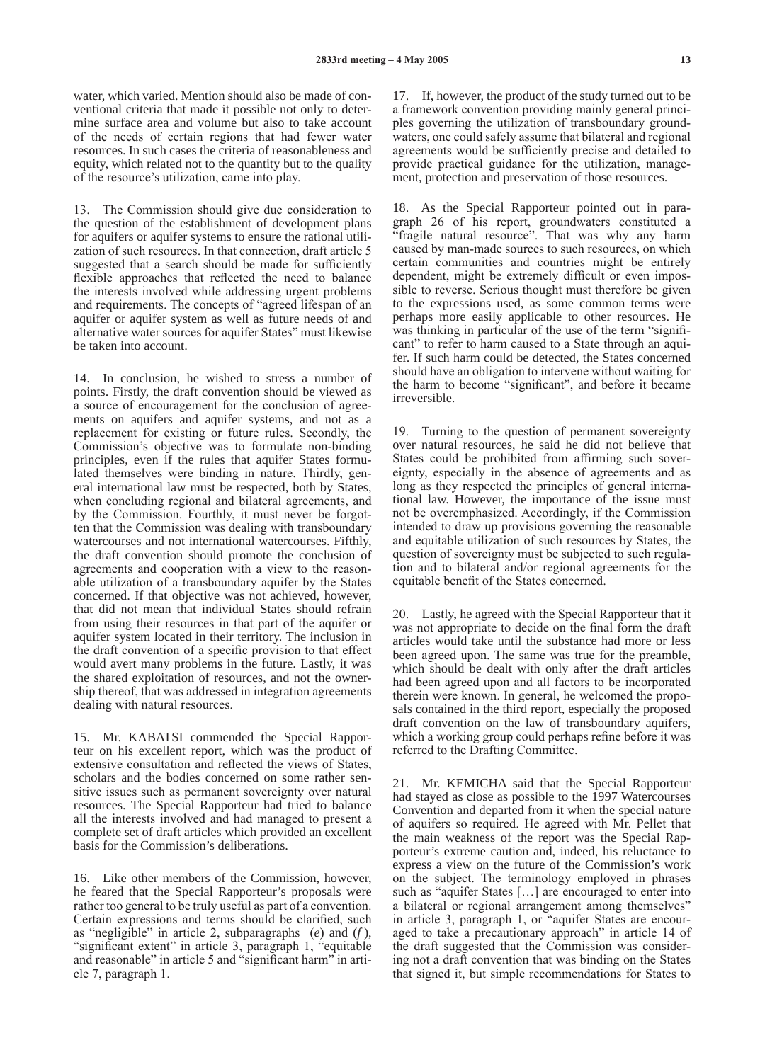water, which varied. Mention should also be made of conventional criteria that made it possible not only to determine surface area and volume but also to take account of the needs of certain regions that had fewer water resources. In such cases the criteria of reasonableness and equity, which related not to the quantity but to the quality of the resource's utilization, came into play.

13. The Commission should give due consideration to the question of the establishment of development plans for aquifers or aquifer systems to ensure the rational utilization of such resources. In that connection, draft article 5 suggested that a search should be made for sufficiently flexible approaches that reflected the need to balance the interests involved while addressing urgent problems and requirements. The concepts of "agreed lifespan of an aquifer or aquifer system as well as future needs of and alternative water sources for aquifer States" must likewise be taken into account.

14. In conclusion, he wished to stress a number of points. Firstly, the draft convention should be viewed as a source of encouragement for the conclusion of agreements on aquifers and aquifer systems, and not as a replacement for existing or future rules. Secondly, the Commission's objective was to formulate non-binding principles, even if the rules that aquifer States formulated themselves were binding in nature. Thirdly, general international law must be respected, both by States, when concluding regional and bilateral agreements, and by the Commission. Fourthly, it must never be forgotten that the Commission was dealing with transboundary watercourses and not international watercourses. Fifthly, the draft convention should promote the conclusion of agreements and cooperation with a view to the reasonable utilization of a transboundary aquifer by the States concerned. If that objective was not achieved, however, that did not mean that individual States should refrain from using their resources in that part of the aquifer or aquifer system located in their territory. The inclusion in the draft convention of a specific provision to that effect would avert many problems in the future. Lastly, it was the shared exploitation of resources, and not the ownership thereof, that was addressed in integration agreements dealing with natural resources.

15. Mr. KABATSI commended the Special Rapporteur on his excellent report, which was the product of extensive consultation and reflected the views of States, scholars and the bodies concerned on some rather sensitive issues such as permanent sovereignty over natural resources. The Special Rapporteur had tried to balance all the interests involved and had managed to present a complete set of draft articles which provided an excellent basis for the Commission's deliberations.

16. Like other members of the Commission, however, he feared that the Special Rapporteur's proposals were rather too general to be truly useful as part of a convention. Certain expressions and terms should be clarified, such as "negligible" in article 2, subparagraphs (*e*) and (*f*), "significant extent" in article 3, paragraph 1, "equitable and reasonable" in article 5 and "significant harm" in article 7, paragraph 1.

17. If, however, the product of the study turned out to be a framework convention providing mainly general principles governing the utilization of transboundary groundwaters, one could safely assume that bilateral and regional agreements would be sufficiently precise and detailed to provide practical guidance for the utilization, management, protection and preservation of those resources.

18. As the Special Rapporteur pointed out in paragraph 26 of his report, groundwaters constituted a "fragile natural resource". That was why any harm caused by man-made sources to such resources, on which certain communities and countries might be entirely dependent, might be extremely difficult or even impossible to reverse. Serious thought must therefore be given to the expressions used, as some common terms were perhaps more easily applicable to other resources. He was thinking in particular of the use of the term "significant" to refer to harm caused to a State through an aquifer. If such harm could be detected, the States concerned should have an obligation to intervene without waiting for the harm to become "significant", and before it became irreversible.

19. Turning to the question of permanent sovereignty over natural resources, he said he did not believe that States could be prohibited from affirming such sovereignty, especially in the absence of agreements and as long as they respected the principles of general international law. However, the importance of the issue must not be overemphasized. Accordingly, if the Commission intended to draw up provisions governing the reasonable and equitable utilization of such resources by States, the question of sovereignty must be subjected to such regulation and to bilateral and/or regional agreements for the equitable benefit of the States concerned.

20. Lastly, he agreed with the Special Rapporteur that it was not appropriate to decide on the final form the draft articles would take until the substance had more or less been agreed upon. The same was true for the preamble, which should be dealt with only after the draft articles had been agreed upon and all factors to be incorporated therein were known. In general, he welcomed the proposals contained in the third report, especially the proposed draft convention on the law of transboundary aquifers, which a working group could perhaps refine before it was referred to the Drafting Committee.

21. Mr. KEMICHA said that the Special Rapporteur had stayed as close as possible to the 1997 Watercourses Convention and departed from it when the special nature of aquifers so required. He agreed with Mr. Pellet that the main weakness of the report was the Special Rapporteur's extreme caution and, indeed, his reluctance to express a view on the future of the Commission's work on the subject. The terminology employed in phrases such as "aquifer States […] are encouraged to enter into a bilateral or regional arrangement among themselves" in article 3, paragraph 1, or "aquifer States are encouraged to take a precautionary approach" in article 14 of the draft suggested that the Commission was considering not a draft convention that was binding on the States that signed it, but simple recommendations for States to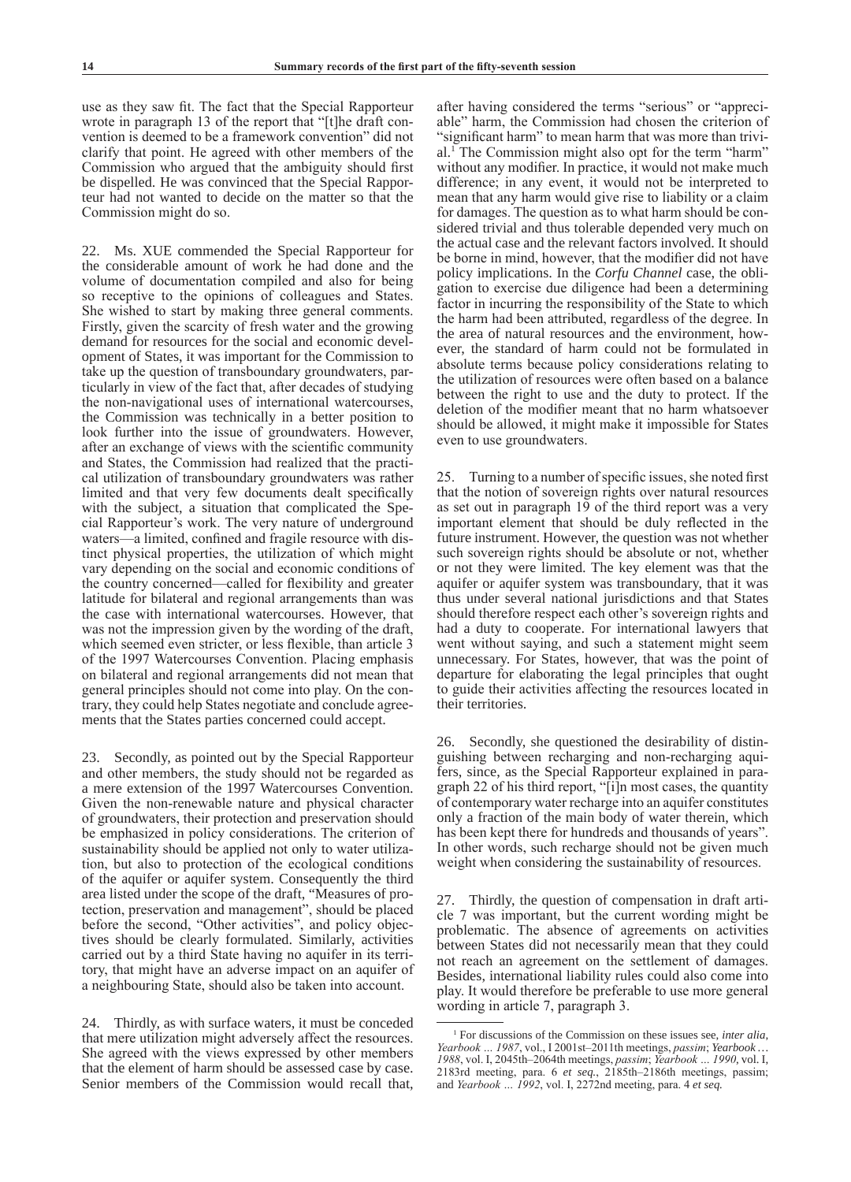use as they saw fit. The fact that the Special Rapporteur wrote in paragraph 13 of the report that "[t]he draft convention is deemed to be a framework convention" did not clarify that point. He agreed with other members of the Commission who argued that the ambiguity should first be dispelled. He was convinced that the Special Rapporteur had not wanted to decide on the matter so that the Commission might do so.

22. Ms. XUE commended the Special Rapporteur for the considerable amount of work he had done and the volume of documentation compiled and also for being so receptive to the opinions of colleagues and States. She wished to start by making three general comments. Firstly, given the scarcity of fresh water and the growing demand for resources for the social and economic development of States, it was important for the Commission to take up the question of transboundary groundwaters, particularly in view of the fact that, after decades of studying the non-navigational uses of international watercourses, the Commission was technically in a better position to look further into the issue of groundwaters. However, after an exchange of views with the scientific community and States, the Commission had realized that the practical utilization of transboundary groundwaters was rather limited and that very few documents dealt specifically with the subject, a situation that complicated the Special Rapporteur's work. The very nature of underground waters—a limited, confined and fragile resource with distinct physical properties, the utilization of which might vary depending on the social and economic conditions of the country concerned—called for flexibility and greater latitude for bilateral and regional arrangements than was the case with international watercourses. However, that was not the impression given by the wording of the draft, which seemed even stricter, or less flexible, than article 3 of the 1997 Watercourses Convention. Placing emphasis on bilateral and regional arrangements did not mean that general principles should not come into play. On the contrary, they could help States negotiate and conclude agreements that the States parties concerned could accept.

23. Secondly, as pointed out by the Special Rapporteur and other members, the study should not be regarded as a mere extension of the 1997 Watercourses Convention. Given the non-renewable nature and physical character of groundwaters, their protection and preservation should be emphasized in policy considerations. The criterion of sustainability should be applied not only to water utilization, but also to protection of the ecological conditions of the aquifer or aquifer system. Consequently the third area listed under the scope of the draft, "Measures of protection, preservation and management", should be placed before the second, "Other activities", and policy objectives should be clearly formulated. Similarly, activities carried out by a third State having no aquifer in its territory, that might have an adverse impact on an aquifer of a neighbouring State, should also be taken into account.

24. Thirdly, as with surface waters, it must be conceded that mere utilization might adversely affect the resources. She agreed with the views expressed by other members that the element of harm should be assessed case by case. Senior members of the Commission would recall that, after having considered the terms "serious" or "appreciable" harm, the Commission had chosen the criterion of "significant harm" to mean harm that was more than trivial.[1] The Commission might also opt for the term "harm" without any modifier. In practice, it would not make much difference; in any event, it would not be interpreted to mean that any harm would give rise to liability or a claim for damages. The question as to what harm should be considered trivial and thus tolerable depended very much on the actual case and the relevant factors involved. It should be borne in mind, however, that the modifier did not have policy implications. In the *Corfu Channel* case, the obligation to exercise due diligence had been a determining factor in incurring the responsibility of the State to which the harm had been attributed, regardless of the degree. In the area of natural resources and the environment, however, the standard of harm could not be formulated in absolute terms because policy considerations relating to the utilization of resources were often based on a balance between the right to use and the duty to protect. If the deletion of the modifier meant that no harm whatsoever should be allowed, it might make it impossible for States even to use groundwaters.

25. Turning to a number of specific issues, she noted first that the notion of sovereign rights over natural resources as set out in paragraph 19 of the third report was a very important element that should be duly reflected in the future instrument. However, the question was not whether such sovereign rights should be absolute or not, whether or not they were limited. The key element was that the aquifer or aquifer system was transboundary, that it was thus under several national jurisdictions and that States should therefore respect each other's sovereign rights and had a duty to cooperate. For international lawyers that went without saying, and such a statement might seem unnecessary. For States, however, that was the point of departure for elaborating the legal principles that ought to guide their activities affecting the resources located in their territories.

26. Secondly, she questioned the desirability of distinguishing between recharging and non-recharging aquifers, since, as the Special Rapporteur explained in paragraph 22 of his third report, "[i]n most cases, the quantity of contemporary water recharge into an aquifer constitutes only a fraction of the main body of water therein, which has been kept there for hundreds and thousands of years". In other words, such recharge should not be given much weight when considering the sustainability of resources.

27. Thirdly, the question of compensation in draft article 7 was important, but the current wording might be problematic. The absence of agreements on activities between States did not necessarily mean that they could not reach an agreement on the settlement of damages. Besides, international liability rules could also come into play. It would therefore be preferable to use more general wording in article 7, paragraph 3.

[1] For discussions of the Commission on these issues see, *inter alia*, *Yearbook … 1987*, vol., I 2001st–2011th meetings, *passim*; *Yearbook … 1988*, vol. I, 2045th–2064th meetings, *passim*; *Yearbook … 1990*, vol. I, 2183rd meeting, para. 6 *et seq.*, 2185th–2186th meetings, passim; and *Yearbook … 1992*, vol. I, 2272nd meeting, para. 4 *et seq.*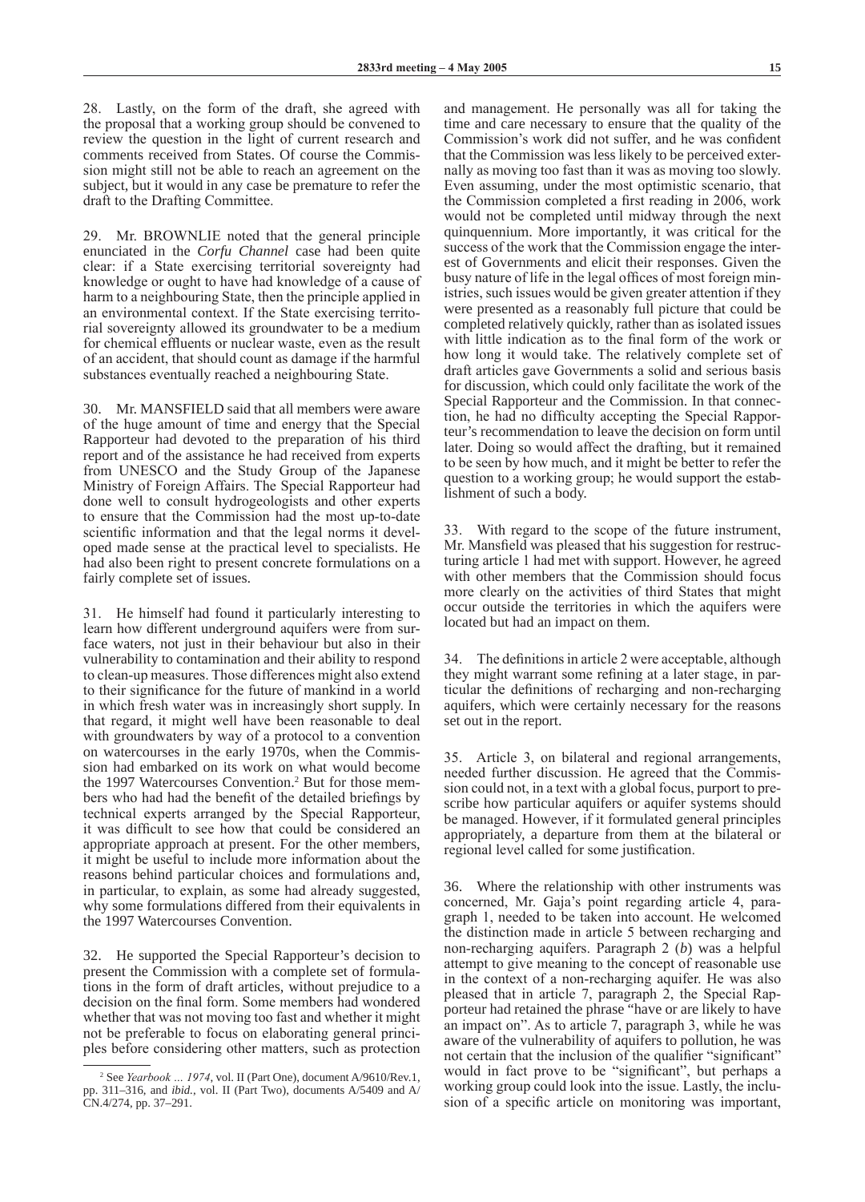28. Lastly, on the form of the draft, she agreed with the proposal that a working group should be convened to review the question in the light of current research and comments received from States. Of course the Commission might still not be able to reach an agreement on the subject, but it would in any case be premature to refer the draft to the Drafting Committee.

29. Mr. BROWNLIE noted that the general principle enunciated in the *Corfu Channel* case had been quite clear: if a State exercising territorial sovereignty had knowledge or ought to have had knowledge of a cause of harm to a neighbouring State, then the principle applied in an environmental context. If the State exercising territorial sovereignty allowed its groundwater to be a medium for chemical effluents or nuclear waste, even as the result of an accident, that should count as damage if the harmful substances eventually reached a neighbouring State.

30. Mr. MANSFIELD said that all members were aware of the huge amount of time and energy that the Special Rapporteur had devoted to the preparation of his third report and of the assistance he had received from experts from UNESCO and the Study Group of the Japanese Ministry of Foreign Affairs. The Special Rapporteur had done well to consult hydrogeologists and other experts to ensure that the Commission had the most up-to-date scientific information and that the legal norms it developed made sense at the practical level to specialists. He had also been right to present concrete formulations on a fairly complete set of issues.

31. He himself had found it particularly interesting to learn how different underground aquifers were from surface waters, not just in their behaviour but also in their vulnerability to contamination and their ability to respond to clean-up measures. Those differences might also extend to their significance for the future of mankind in a world in which fresh water was in increasingly short supply. In that regard, it might well have been reasonable to deal with groundwaters by way of a protocol to a convention on watercourses in the early 1970s, when the Commission had embarked on its work on what would become the 1997 Watercourses Convention.[2] But for those members who had had the benefit of the detailed briefings by technical experts arranged by the Special Rapporteur, it was difficult to see how that could be considered an appropriate approach at present. For the other members, it might be useful to include more information about the reasons behind particular choices and formulations and, in particular, to explain, as some had already suggested, why some formulations differed from their equivalents in the 1997 Watercourses Convention.

32. He supported the Special Rapporteur's decision to present the Commission with a complete set of formulations in the form of draft articles, without prejudice to a decision on the final form. Some members had wondered whether that was not moving too fast and whether it might not be preferable to focus on elaborating general principles before considering other matters, such as protection and management. He personally was all for taking the time and care necessary to ensure that the quality of the Commission's work did not suffer, and he was confident that the Commission was less likely to be perceived externally as moving too fast than it was as moving too slowly. Even assuming, under the most optimistic scenario, that the Commission completed a first reading in 2006, work would not be completed until midway through the next quinquennium. More importantly, it was critical for the success of the work that the Commission engage the interest of Governments and elicit their responses. Given the busy nature of life in the legal offices of most foreign ministries, such issues would be given greater attention if they were presented as a reasonably full picture that could be completed relatively quickly, rather than as isolated issues with little indication as to the final form of the work or how long it would take. The relatively complete set of draft articles gave Governments a solid and serious basis for discussion, which could only facilitate the work of the Special Rapporteur and the Commission. In that connection, he had no difficulty accepting the Special Rapporteur's recommendation to leave the decision on form until later. Doing so would affect the drafting, but it remained to be seen by how much, and it might be better to refer the question to a working group; he would support the establishment of such a body.

33. With regard to the scope of the future instrument, Mr. Mansfield was pleased that his suggestion for restructuring article 1 had met with support. However, he agreed with other members that the Commission should focus more clearly on the activities of third States that might occur outside the territories in which the aquifers were located but had an impact on them.

34. The definitions in article 2 were acceptable, although they might warrant some refining at a later stage, in particular the definitions of recharging and non-recharging aquifers, which were certainly necessary for the reasons set out in the report.

35. Article 3, on bilateral and regional arrangements, needed further discussion. He agreed that the Commission could not, in a text with a global focus, purport to prescribe how particular aquifers or aquifer systems should be managed. However, if it formulated general principles appropriately, a departure from them at the bilateral or regional level called for some justification.

36. Where the relationship with other instruments was concerned, Mr. Gaja's point regarding article 4, paragraph 1, needed to be taken into account. He welcomed the distinction made in article 5 between recharging and non-recharging aquifers. Paragraph 2 (*b*) was a helpful attempt to give meaning to the concept of reasonable use in the context of a non-recharging aquifer. He was also pleased that in article 7, paragraph 2, the Special Rapporteur had retained the phrase "have or are likely to have an impact on". As to article 7, paragraph 3, while he was aware of the vulnerability of aquifers to pollution, he was not certain that the inclusion of the qualifier "significant" would in fact prove to be "significant", but perhaps a working group could look into the issue. Lastly, the inclusion of a specific article on monitoring was important,

[2] See *Yearbook ... 1974*, vol. II (Part One), document A/9610/Rev.1, pp. 311–316, and *ibid*., vol. II (Part Two), documents A/5409 and A/CN.4/274, pp. 37–291.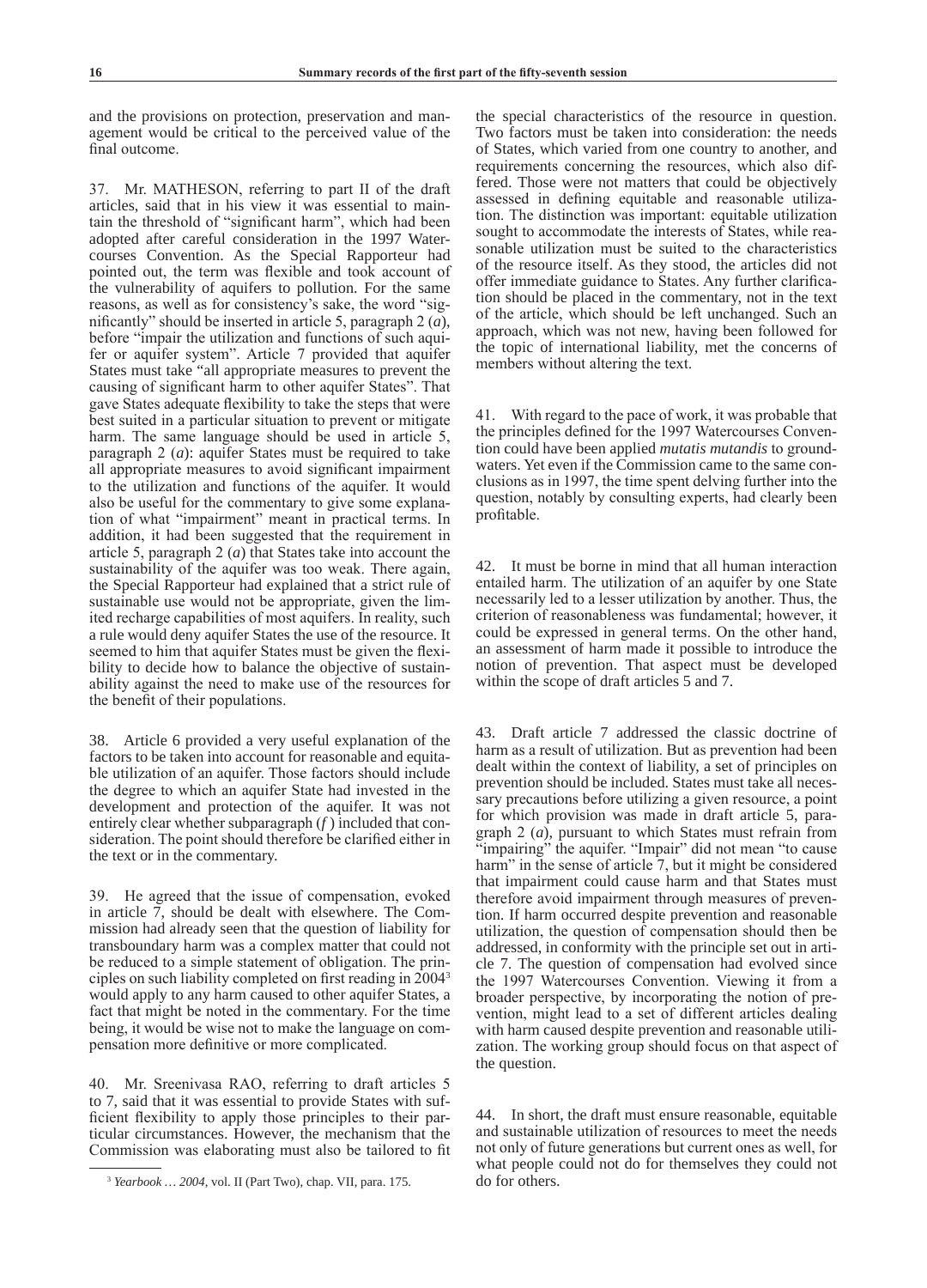and the provisions on protection, preservation and management would be critical to the perceived value of the final outcome.

37. Mr. MATHESON, referring to part II of the draft articles, said that in his view it was essential to maintain the threshold of "significant harm", which had been adopted after careful consideration in the 1997 Watercourses Convention. As the Special Rapporteur had pointed out, the term was flexible and took account of the vulnerability of aquifers to pollution. For the same reasons, as well as for consistency's sake, the word "significantly" should be inserted in article 5, paragraph 2 (*a*), before "impair the utilization and functions of such aquifer or aquifer system". Article 7 provided that aquifer States must take "all appropriate measures to prevent the causing of significant harm to other aquifer States". That gave States adequate flexibility to take the steps that were best suited in a particular situation to prevent or mitigate harm. The same language should be used in article 5, paragraph 2 (*a*): aquifer States must be required to take all appropriate measures to avoid significant impairment to the utilization and functions of the aquifer. It would also be useful for the commentary to give some explanation of what "impairment" meant in practical terms. In addition, it had been suggested that the requirement in article 5, paragraph 2 (*a*) that States take into account the sustainability of the aquifer was too weak. There again, the Special Rapporteur had explained that a strict rule of sustainable use would not be appropriate, given the limited recharge capabilities of most aquifers. In reality, such a rule would deny aquifer States the use of the resource. It seemed to him that aquifer States must be given the flexibility to decide how to balance the objective of sustainability against the need to make use of the resources for the benefit of their populations.

38. Article 6 provided a very useful explanation of the factors to be taken into account for reasonable and equitable utilization of an aquifer. Those factors should include the degree to which an aquifer State had invested in the development and protection of the aquifer. It was not entirely clear whether subparagraph (*f*) included that consideration. The point should therefore be clarified either in the text or in the commentary.

39. He agreed that the issue of compensation, evoked in article 7, should be dealt with elsewhere. The Commission had already seen that the question of liability for transboundary harm was a complex matter that could not be reduced to a simple statement of obligation. The principles on such liability completed on first reading in 2004[3] would apply to any harm caused to other aquifer States, a fact that might be noted in the commentary. For the time being, it would be wise not to make the language on compensation more definitive or more complicated.

40. Mr. Sreenivasa RAO, referring to draft articles 5 to 7, said that it was essential to provide States with sufficient flexibility to apply those principles to their particular circumstances. However, the mechanism that the Commission was elaborating must also be tailored to fit the special characteristics of the resource in question. Two factors must be taken into consideration: the needs of States, which varied from one country to another, and requirements concerning the resources, which also differed. Those were not matters that could be objectively assessed in defining equitable and reasonable utilization. The distinction was important: equitable utilization sought to accommodate the interests of States, while reasonable utilization must be suited to the characteristics of the resource itself. As they stood, the articles did not offer immediate guidance to States. Any further clarification should be placed in the commentary, not in the text of the article, which should be left unchanged. Such an approach, which was not new, having been followed for the topic of international liability, met the concerns of members without altering the text.

41. With regard to the pace of work, it was probable that the principles defined for the 1997 Watercourses Convention could have been applied *mutatis mutandis* to groundwaters. Yet even if the Commission came to the same conclusions as in 1997, the time spent delving further into the question, notably by consulting experts, had clearly been profitable.

42. It must be borne in mind that all human interaction entailed harm. The utilization of an aquifer by one State necessarily led to a lesser utilization by another. Thus, the criterion of reasonableness was fundamental; however, it could be expressed in general terms. On the other hand, an assessment of harm made it possible to introduce the notion of prevention. That aspect must be developed within the scope of draft articles 5 and 7.

43. Draft article 7 addressed the classic doctrine of harm as a result of utilization. But as prevention had been dealt within the context of liability, a set of principles on prevention should be included. States must take all necessary precautions before utilizing a given resource, a point for which provision was made in draft article 5, paragraph 2 (*a*), pursuant to which States must refrain from "impairing" the aquifer. "Impair" did not mean "to cause harm" in the sense of article 7, but it might be considered that impairment could cause harm and that States must therefore avoid impairment through measures of prevention. If harm occurred despite prevention and reasonable utilization, the question of compensation should then be addressed, in conformity with the principle set out in article 7. The question of compensation had evolved since the 1997 Watercourses Convention. Viewing it from a broader perspective, by incorporating the notion of prevention, might lead to a set of different articles dealing with harm caused despite prevention and reasonable utilization. The working group should focus on that aspect of the question.

44. In short, the draft must ensure reasonable, equitable and sustainable utilization of resources to meet the needs not only of future generations but current ones as well, for what people could not do for themselves they could not do for others.

---

[3] *Yearbook … 2004*, vol. II (Part Two), chap. VII, para. 175.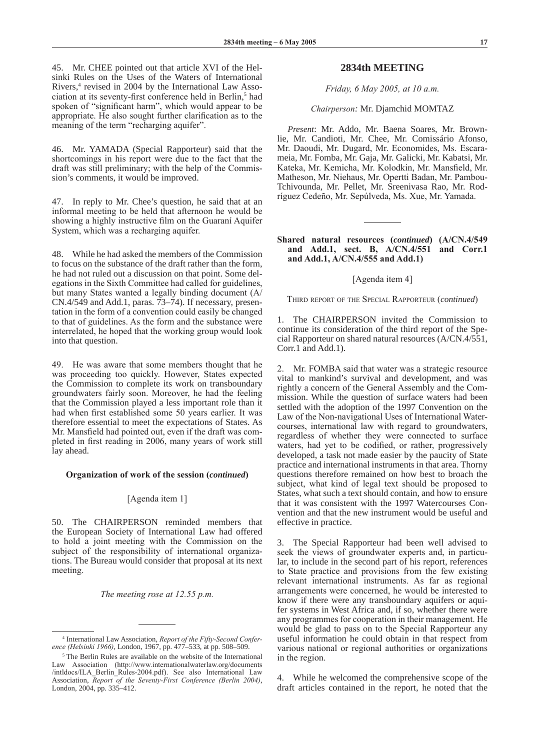45. Mr. CHEE pointed out that article XVI of the Helsinki Rules on the Uses of the Waters of International Rivers,[4] revised in 2004 by the International Law Association at its seventy-first conference held in Berlin,[5] had spoken of "significant harm", which would appear to be appropriate. He also sought further clarification as to the meaning of the term "recharging aquifer".

46. Mr. YAMADA (Special Rapporteur) said that the shortcomings in his report were due to the fact that the draft was still preliminary; with the help of the Commission's comments, it would be improved.

47. In reply to Mr. Chee's question, he said that at an informal meeting to be held that afternoon he would be showing a highly instructive film on the Guaraní Aquifer System, which was a recharging aquifer.

48. While he had asked the members of the Commission to focus on the substance of the draft rather than the form, he had not ruled out a discussion on that point. Some delegations in the Sixth Committee had called for guidelines, but many States wanted a legally binding document (A/CN.4/549 and Add.1, paras. 73–74). If necessary, presentation in the form of a convention could easily be changed to that of guidelines. As the form and the substance were interrelated, he hoped that the working group would look into that question.

49. He was aware that some members thought that he was proceeding too quickly. However, States expected the Commission to complete its work on transboundary groundwaters fairly soon. Moreover, he had the feeling that the Commission played a less important role than it had when first established some 50 years earlier. It was therefore essential to meet the expectations of States. As Mr. Mansfield had pointed out, even if the draft was completed in first reading in 2006, many years of work still lay ahead.

### Organization of work of the session (*continued*)

[Agenda item 1]

50. The CHAIRPERSON reminded members that the European Society of International Law had offered to hold a joint meeting with the Commission on the subject of the responsibility of international organizations. The Bureau would consider that proposal at its next meeting.

*The meeting rose at 12.55 p.m.*

---

[4] International Law Association, *Report of the Fifty-Second Conference (Helsinki 1966)*, London, 1967, pp. 477–533, at pp. 508–509.

[5] The Berlin Rules are available on the website of the International Law Association (http://www.internationalwaterlaw.org/documents/intldocs/ILA_Berlin_Rules-2004.pdf). See also International Law Association, *Report of the Seventy-First Conference (Berlin 2004)*, London, 2004, pp. 335–412.

## 2834th MEETING

*Friday, 6 May 2005, at 10 a.m.*

*Chairperson:* Mr. Djamchid MOMTAZ

*Present*: Mr. Addo, Mr. Baena Soares, Mr. Brownlie, Mr. Candioti, Mr. Chee, Mr. Comissário Afonso, Mr. Daoudi, Mr. Dugard, Mr. Economides, Ms. Escarameia, Mr. Fomba, Mr. Gaja, Mr. Galicki, Mr. Kabatsi, Mr. Kateka, Mr. Kemicha, Mr. Kolodkin, Mr. Mansfield, Mr. Matheson, Mr. Niehaus, Mr. Opertti Badan, Mr. Pambou-Tchivounda, Mr. Pellet, Mr. Sreenivasa Rao, Mr. Rodríguez Cedeño, Mr. Sepúlveda, Ms. Xue, Mr. Yamada.

---

### Shared natural resources (*continued*) (A/CN.4/549 and Add.1, sect. B, A/CN.4/551 and Corr.1 and Add.1, A/CN.4/555 and Add.1)

[Agenda item 4]

THIRD REPORT OF THE SPECIAL RAPPORTEUR (*continued*)

1. The CHAIRPERSON invited the Commission to continue its consideration of the third report of the Special Rapporteur on shared natural resources (A/CN.4/551, Corr.1 and Add.1).

2. Mr. FOMBA said that water was a strategic resource vital to mankind's survival and development, and was rightly a concern of the General Assembly and the Commission. While the question of surface waters had been settled with the adoption of the 1997 Convention on the Law of the Non-navigational Uses of International Watercourses, international law with regard to groundwaters, regardless of whether they were connected to surface waters, had yet to be codified, or rather, progressively developed, a task not made easier by the paucity of State practice and international instruments in that area. Thorny questions therefore remained on how best to broach the subject, what kind of legal text should be proposed to States, what such a text should contain, and how to ensure that it was consistent with the 1997 Watercourses Convention and that the new instrument would be useful and effective in practice.

3. The Special Rapporteur had been well advised to seek the views of groundwater experts and, in particular, to include in the second part of his report, references to State practice and provisions from the few existing relevant international instruments. As far as regional arrangements were concerned, he would be interested to know if there were any transboundary aquifers or aquifer systems in West Africa and, if so, whether there were any programmes for cooperation in their management. He would be glad to pass on to the Special Rapporteur any useful information he could obtain in that respect from various national or regional authorities or organizations in the region.

4. While he welcomed the comprehensive scope of the draft articles contained in the report, he noted that the